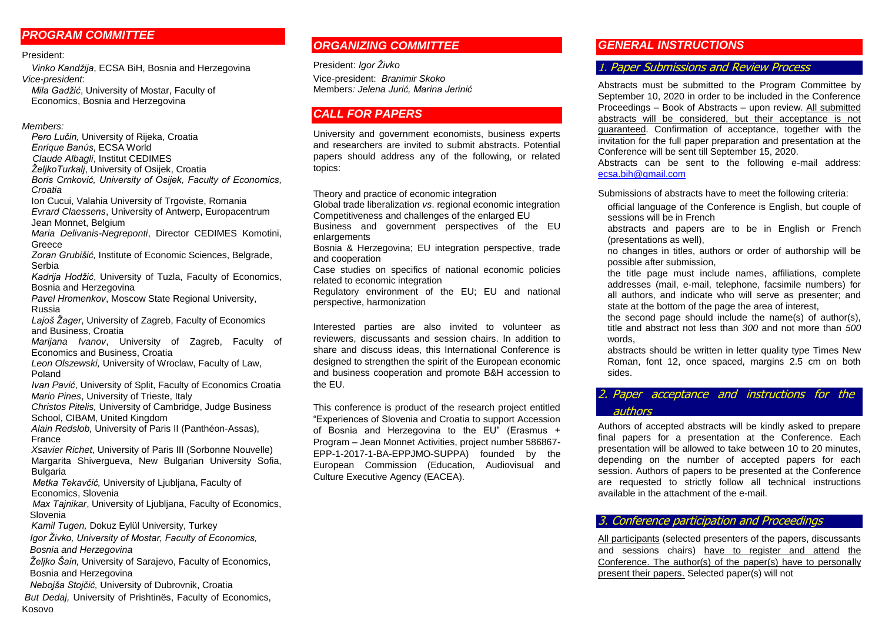## PROGRAM COMMITTEE

President:

*Vinko Kandžija*, ECSA BiH, Bosnia and Herzegovina

*Vice-president*:

*Mila Gadžić*, University of Mostar, Faculty of Economics, Bosnia and Herzegovina

*Members:*

*Pero Lučin,* University of Rijeka, Croatia
*Enrique Banús*, ECSA World
*Claude Albagli*, Institut CEDIMES
*ŽeljkoTurkalj*, University of Osijek, Croatia
*Boris Crnković, University of Osijek, Faculty of Economics, Croatia*
Ion Cucui, Valahia University of Trgoviste, Romania
*Evrard Claessens*, University of Antwerp, Europacentrum Jean Monnet, Belgium
*Maria Delivanis-Negreponti*, Director CEDIMES Komotini, Greece
*Zoran Grubišić,* Institute of Economic Sciences, Belgrade, Serbia
*Kadrija Hodžić*, University of Tuzla, Faculty of Economics, Bosnia and Herzegovina
*Pavel Hromenkov*, Moscow State Regional University, Russia
*Lajoš Žager*, University of Zagreb, Faculty of Economics and Business, Croatia
*Marijana Ivanov*, University of Zagreb, Faculty of Economics and Business, Croatia
*Leon Olszewski,* University of Wroclaw, Faculty of Law, Poland
*Ivan Pavić*, University of Split, Faculty of Economics Croatia
*Mario Pines*, University of Trieste, Italy
*Christos Pitelis,* University of Cambridge, Judge Business School, CIBAM, United Kingdom
*Alain Redslob,* University of Paris II (Panthéon-Assas), France
*Xsavier Richet*, University of Paris III (Sorbonne Nouvelle)
Margarita Shivergueva, New Bulgarian University Sofia, Bulgaria
*Metka Tekavčić,* University of Ljubljana, Faculty of Economics, Slovenia
*Max Tajnikar*, University of Ljubljana, Faculty of Economics, Slovenia
*Kamil Tugen,* Dokuz Eylül University, Turkey
*Igor Živko, University of Mostar, Faculty of Economics, Bosnia and Herzegovina*
*Željko Šain,* University of Sarajevo, Faculty of Economics, Bosnia and Herzegovina
*Nebojša Stojčić,* University of Dubrovnik, Croatia
*But Dedaj,* University of Prishtinës, Faculty of Economics, Kosovo

## ORGANIZING COMMITTEE

President: *Igor Živko*

Vice-president: *Branimir Skoko*

Members*: Jelena Jurić, Marina Jerinić*

## CALL FOR PAPERS

University and government economists, business experts and researchers are invited to submit abstracts. Potential papers should address any of the following, or related topics:

Theory and practice of economic integration
Global trade liberalization *vs*. regional economic integration
Competitiveness and challenges of the enlarged EU
Business and government perspectives of the EU enlargements
Bosnia & Herzegovina; EU integration perspective, trade and cooperation
Case studies on specifics of national economic policies related to economic integration
Regulatory environment of the EU; EU and national perspective, harmonization

Interested parties are also invited to volunteer as reviewers, discussants and session chairs. In addition to share and discuss ideas, this International Conference is designed to strengthen the spirit of the European economic and business cooperation and promote B&H accession to the EU.

This conference is product of the research project entitled "Experiences of Slovenia and Croatia to support Accession of Bosnia and Herzegovina to the EU" (Erasmus + Program – Jean Monnet Activities, project number 586867-EPP-1-2017-1-BA-EPPJMO-SUPPA) founded by the European Commission (Education, Audiovisual and Culture Executive Agency (EACEA).

## GENERAL INSTRUCTIONS

### 1. Paper Submissions and Review Process

Abstracts must be submitted to the Program Committee by September 10, 2020 in order to be included in the Conference Proceedings – Book of Abstracts – upon review. All submitted abstracts will be considered, but their acceptance is not guaranteed. Confirmation of acceptance, together with the invitation for the full paper preparation and presentation at the Conference will be sent till September 15, 2020.

Abstracts can be sent to the following e-mail address: ecsa.bih@gmail.com

Submissions of abstracts have to meet the following criteria:

- official language of the Conference is English, but couple of sessions will be in French
- abstracts and papers are to be in English or French (presentations as well),
- no changes in titles, authors or order of authorship will be possible after submission,
- the title page must include names, affiliations, complete addresses (mail, e-mail, telephone, facsimile numbers) for all authors, and indicate who will serve as presenter; and state at the bottom of the page the area of interest,
- the second page should include the name(s) of author(s), title and abstract not less than *300* and not more than *500* words,
- abstracts should be written in letter quality type Times New Roman, font 12, once spaced, margins 2.5 cm on both sides.

### 2. Paper acceptance and instructions for the authors

Authors of accepted abstracts will be kindly asked to prepare final papers for a presentation at the Conference. Each presentation will be allowed to take between 10 to 20 minutes, depending on the number of accepted papers for each session. Authors of papers to be presented at the Conference are requested to strictly follow all technical instructions available in the attachment of the e-mail.

### 3. Conference participation and Proceedings

All participants (selected presenters of the papers, discussants and sessions chairs) have to register and attend the Conference. The author(s) of the paper(s) have to personally present their papers. Selected paper(s) will not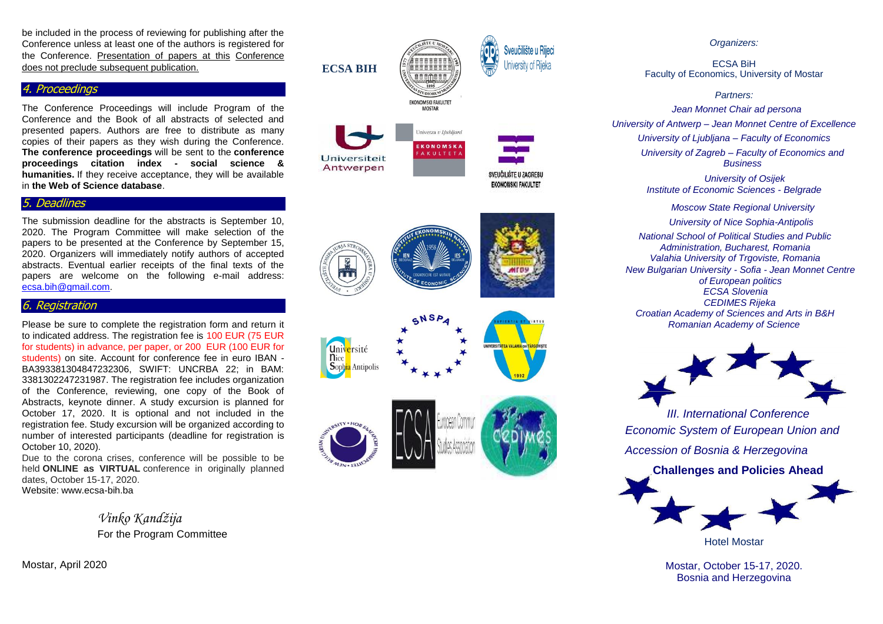be included in the process of reviewing for publishing after the Conference unless at least one of the authors is registered for the Conference. Presentation of papers at this Conference does not preclude subsequent publication.

## 4. Proceedings

The Conference Proceedings will include Program of the Conference and the Book of all abstracts of selected and presented papers. Authors are free to distribute as many copies of their papers as they wish during the Conference. **The conference proceedings** will be sent to the **conference proceedings citation index - social science & humanities.** If they receive acceptance, they will be available in **the Web of Science database**.

## 5. Deadlines

The submission deadline for the abstracts is September 10, 2020. The Program Committee will make selection of the papers to be presented at the Conference by September 15, 2020. Organizers will immediately notify authors of accepted abstracts. Eventual earlier receipts of the final texts of the papers are welcome on the following e-mail address: ecsa.bih@gmail.com.

## 6. Registration

Please be sure to complete the registration form and return it to indicated address. The registration fee is 100 EUR (75 EUR for students) in advance, per paper, or 200 EUR (100 EUR for students) on site. Account for conference fee in euro IBAN - BA393381304847232306, SWIFT: UNCRBA 22; in BAM: 3381302247231987. The registration fee includes organization of the Conference, reviewing, one copy of the Book of Abstracts, keynote dinner. A study excursion is planned for October 17, 2020. It is optional and not included in the registration fee. Study excursion will be organized according to number of interested participants (deadline for registration is October 10, 2020).

Due to the corona crises, conference will be possible to be held **ONLINE as VIRTUAL** conference in originally planned dates, October 15-17, 2020.
Website: www.ecsa-bih.ba

*Vinko Kandžija*
For the Program Committee

Mostar, April 2020

ECSA BIH

EKONOMSKI FAKULTET MOSTAR

Sveučilište u Rijeci
University of Rijeka

Universiteit Antwerpen

Univerza v Ljubljani
EKONOMSKA FAKULTETA

SVEUČILIŠTE U ZAGREBU
EKONOMSKI FAKULTET

Université Nice Sophia Antipolis

SNSPA

UNIVERSITATEA VALAHIA DIN TÂRGOVIŞTE

European Community Studies Association

CEDIMES

*Organizers:*

ECSA BiH
Faculty of Economics, University of Mostar

*Partners:*

*Jean Monnet Chair ad persona*
*University of Antwerp – Jean Monnet Centre of Excellence*
*University of Ljubljana – Faculty of Economics*
*University of Zagreb – Faculty of Economics and Business*
*University of Osijek*
*Institute of Economic Sciences - Belgrade*
*Moscow State Regional University*
*University of Nice Sophia-Antipolis*
*National School of Political Studies and Public Administration, Bucharest, Romania*
*Valahia University of Trgoviste, Romania*
*New Bulgarian University - Sofia - Jean Monnet Centre of European politics*
*ECSA Slovenia*
*CEDIMES Rijeka*
*Croatian Academy of Sciences and Arts in B&H*
*Romanian Academy of Science*

# *III. International Conference Economic System of European Union and Accession of Bosnia & Herzegovina*

## Challenges and Policies Ahead

Hotel Mostar

Mostar, October 15-17, 2020.
Bosnia and Herzegovina